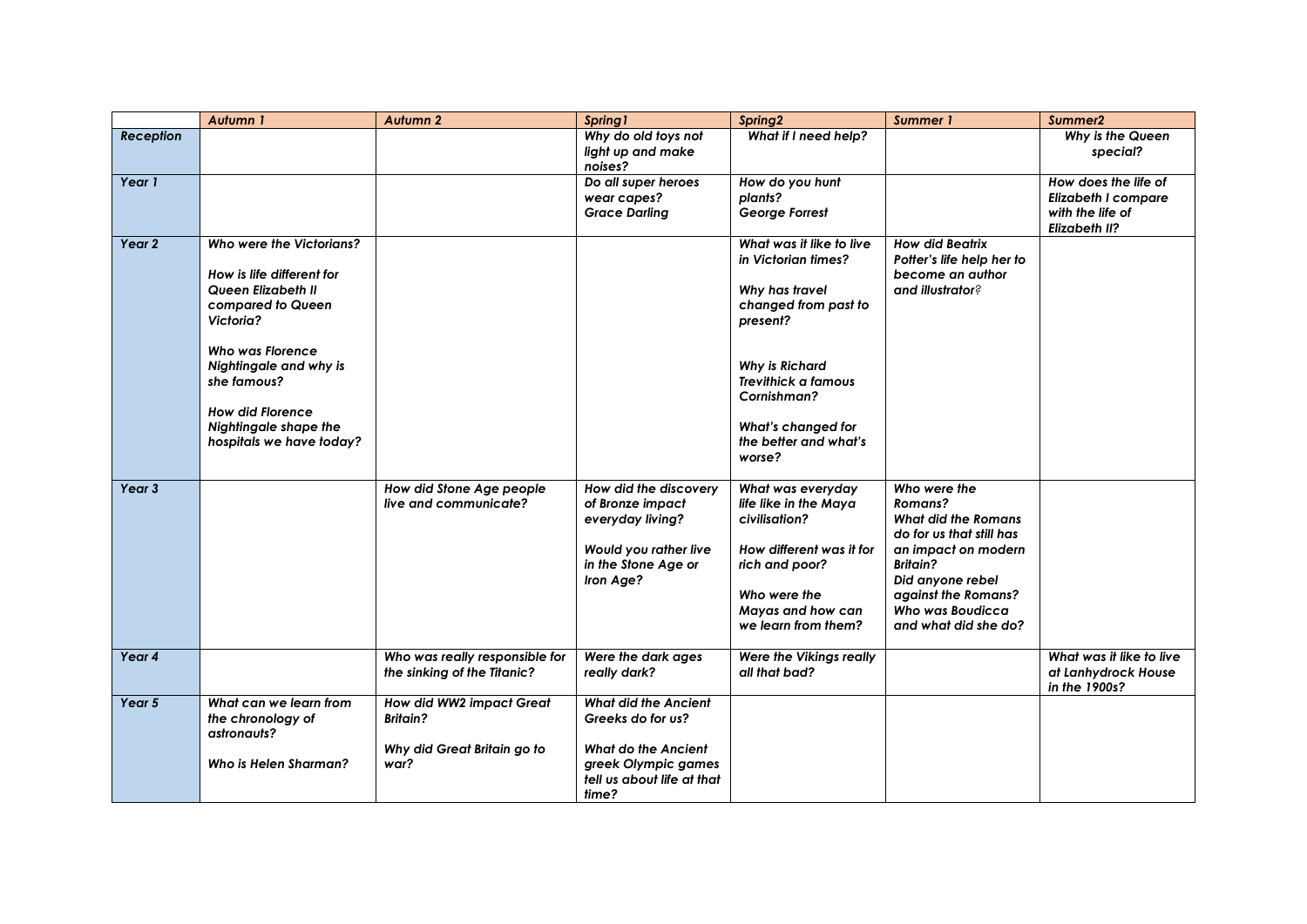| | *Autumn 1* | *Autumn 2* | *Spring1* | *Spring2* | *Summer 1* | *Summer2* |
|---|---|---|---|---|---|---|
| ***Reception*** | | | ***Why do old toys not light up and make noises?*** | ***What if I need help?*** | | ***Why is the Queen special?*** |
| ***Year 1*** | | | ***Do all super heroes wear capes?*** ***Grace Darling*** | ***How do you hunt plants?*** ***George Forrest*** | | ***How does the life of Elizabeth I compare with the life of Elizabeth II?*** |
| ***Year 2*** | ***Who were the Victorians?*** ***How is life different for Queen Elizabeth II compared to Queen Victoria?*** ***Who was Florence Nightingale and why is she famous?*** ***How did Florence Nightingale shape the hospitals we have today?*** | | | ***What was it like to live in Victorian times?*** ***Why has travel changed from past to present?*** ***Why is Richard Trevithick a famous Cornishman?*** ***What's changed for the better and what's worse?*** | ***How did Beatrix Potter's life help her to become an author and illustrator?*** | |
| ***Year 3*** | | ***How did Stone Age people live and communicate?*** | ***How did the discovery of Bronze impact everyday living?*** ***Would you rather live in the Stone Age or Iron Age?*** | ***What was everyday life like in the Maya civilisation?*** ***How different was it for rich and poor?*** ***Who were the Mayas and how can we learn from them?*** | ***Who were the Romans?*** ***What did the Romans do for us that still has an impact on modern Britain?*** ***Did anyone rebel against the Romans?*** ***Who was Boudicca and what did she do?*** | |
| ***Year 4*** | | ***Who was really responsible for the sinking of the Titanic?*** | ***Were the dark ages really dark?*** | ***Were the Vikings really all that bad?*** | | ***What was it like to live at Lanhydrock House in the 1900s?*** |
| ***Year 5*** | ***What can we learn from the chronology of astronauts?*** ***Who is Helen Sharman?*** | ***How did WW2 impact Great Britain?*** ***Why did Great Britain go to war?*** | ***What did the Ancient Greeks do for us?*** ***What do the Ancient greek Olympic games tell us about life at that time?*** | | | |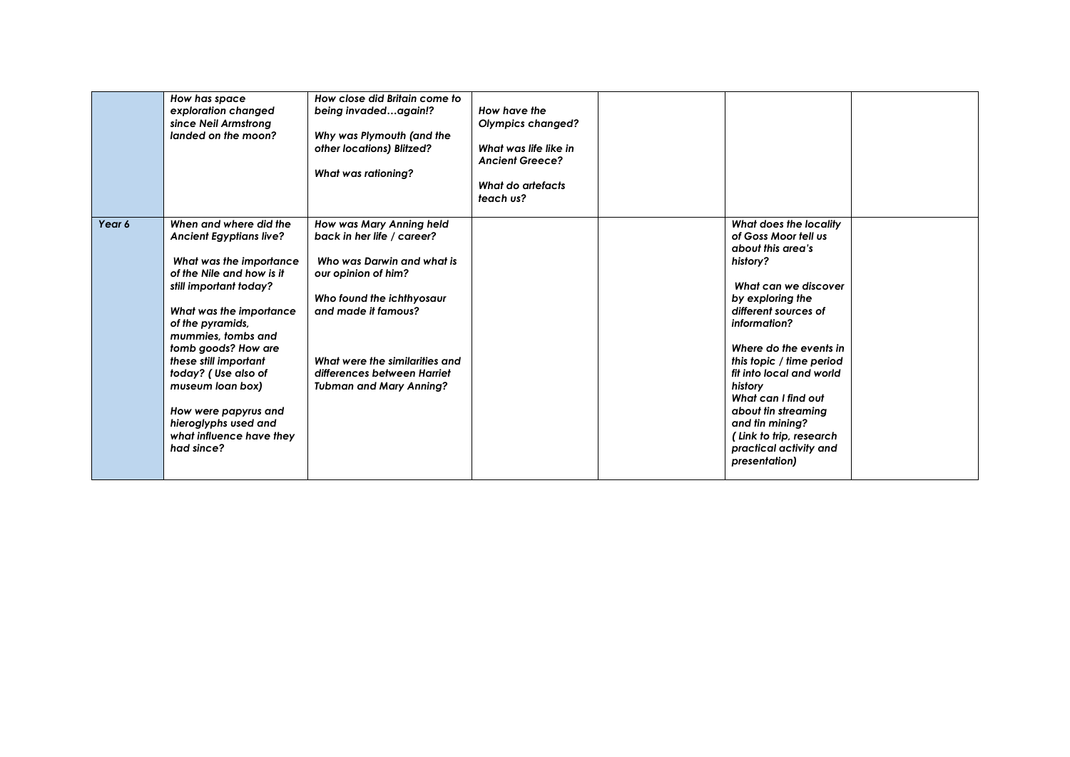| | | | | | | |
|---|---|---|---|---|---|---|
| | ***How has space exploration changed since Neil Armstrong landed on the moon?*** | ***How close did Britain come to being invaded…again!?***<br><br>***Why was Plymouth (and the other locations) Blitzed?***<br><br>***What was rationing?*** | ***How have the Olympics changed?***<br><br>***What was life like in Ancient Greece?***<br><br>***What do artefacts teach us?*** | | | |
| **Year 6** | ***When and where did the Ancient Egyptians live?***<br><br>***What was the importance of the Nile and how is it still important today?***<br><br>***What was the importance of the pyramids, mummies, tombs and tomb goods? How are these still important today? ( Use also of museum loan box)***<br><br>***How were papyrus and hieroglyphs used and what influence have they had since?*** | ***How was Mary Anning held back in her life / career?***<br><br>***Who was Darwin and what is our opinion of him?***<br><br>***Who found the ichthyosaur and made it famous?***<br><br>***What were the similarities and differences between Harriet Tubman and Mary Anning?*** | | | ***What does the locality of Goss Moor tell us about this area's history?***<br><br>***What can we discover by exploring the different sources of information?***<br><br>***Where do the events in this topic / time period fit into local and world history***<br>***What can I find out about tin streaming and tin mining?***<br>***( Link to trip, research practical activity and presentation)*** | |